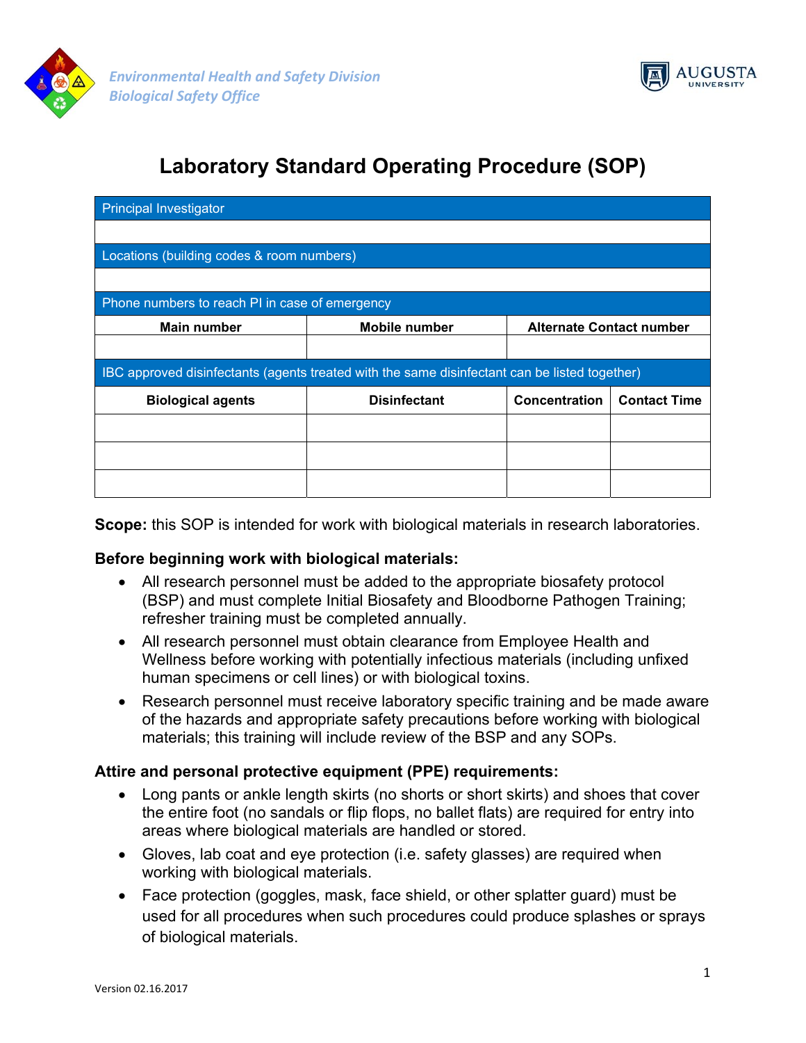Environmental Health and Safety Division
Biological Safety Office

AUGUSTA UNIVERSITY

# Laboratory Standard Operating Procedure (SOP)

| Principal Investigator | | | |
|---|---|---|---|
| | | | |
| **Locations (building codes & room numbers)** | | | |
| | | | |
| **Phone numbers to reach PI in case of emergency** | | | |
| **Main number** | **Mobile number** | **Alternate Contact number** | |
| | | | |
| **IBC approved disinfectants (agents treated with the same disinfectant can be listed together)** | | | |
| **Biological agents** | **Disinfectant** | **Concentration** | **Contact Time** |
| | | | |
| | | | |
| | | | |

**Scope:** this SOP is intended for work with biological materials in research laboratories.

**Before beginning work with biological materials:**

- All research personnel must be added to the appropriate biosafety protocol (BSP) and must complete Initial Biosafety and Bloodborne Pathogen Training; refresher training must be completed annually.
- All research personnel must obtain clearance from Employee Health and Wellness before working with potentially infectious materials (including unfixed human specimens or cell lines) or with biological toxins.
- Research personnel must receive laboratory specific training and be made aware of the hazards and appropriate safety precautions before working with biological materials; this training will include review of the BSP and any SOPs.

**Attire and personal protective equipment (PPE) requirements:**

- Long pants or ankle length skirts (no shorts or short skirts) and shoes that cover the entire foot (no sandals or flip flops, no ballet flats) are required for entry into areas where biological materials are handled or stored.
- Gloves, lab coat and eye protection (i.e. safety glasses) are required when working with biological materials.
- Face protection (goggles, mask, face shield, or other splatter guard) must be used for all procedures when such procedures could produce splashes or sprays of biological materials.

Version 02.16.2017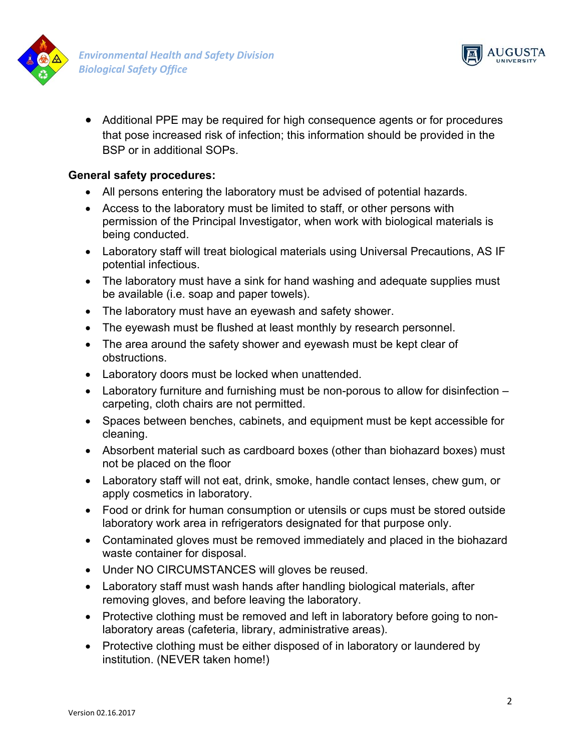- Additional PPE may be required for high consequence agents or for procedures that pose increased risk of infection; this information should be provided in the BSP or in additional SOPs.

**General safety procedures:**

- All persons entering the laboratory must be advised of potential hazards.
- Access to the laboratory must be limited to staff, or other persons with permission of the Principal Investigator, when work with biological materials is being conducted.
- Laboratory staff will treat biological materials using Universal Precautions, AS IF potential infectious.
- The laboratory must have a sink for hand washing and adequate supplies must be available (i.e. soap and paper towels).
- The laboratory must have an eyewash and safety shower.
- The eyewash must be flushed at least monthly by research personnel.
- The area around the safety shower and eyewash must be kept clear of obstructions.
- Laboratory doors must be locked when unattended.
- Laboratory furniture and furnishing must be non-porous to allow for disinfection – carpeting, cloth chairs are not permitted.
- Spaces between benches, cabinets, and equipment must be kept accessible for cleaning.
- Absorbent material such as cardboard boxes (other than biohazard boxes) must not be placed on the floor
- Laboratory staff will not eat, drink, smoke, handle contact lenses, chew gum, or apply cosmetics in laboratory.
- Food or drink for human consumption or utensils or cups must be stored outside laboratory work area in refrigerators designated for that purpose only.
- Contaminated gloves must be removed immediately and placed in the biohazard waste container for disposal.
- Under NO CIRCUMSTANCES will gloves be reused.
- Laboratory staff must wash hands after handling biological materials, after removing gloves, and before leaving the laboratory.
- Protective clothing must be removed and left in laboratory before going to non-laboratory areas (cafeteria, library, administrative areas).
- Protective clothing must be either disposed of in laboratory or laundered by institution. (NEVER taken home!)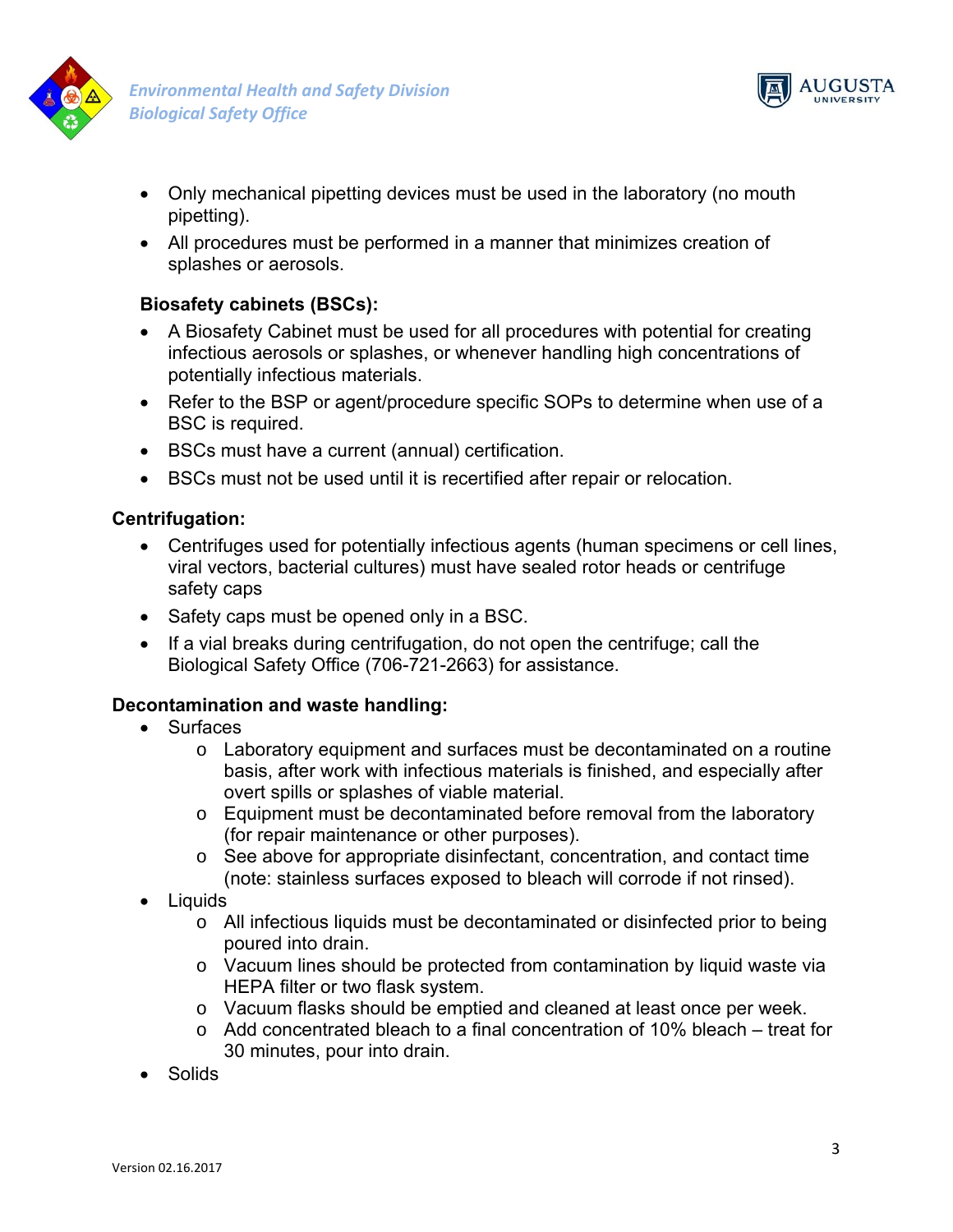- Only mechanical pipetting devices must be used in the laboratory (no mouth pipetting).
- All procedures must be performed in a manner that minimizes creation of splashes or aerosols.

**Biosafety cabinets (BSCs):**

- A Biosafety Cabinet must be used for all procedures with potential for creating infectious aerosols or splashes, or whenever handling high concentrations of potentially infectious materials.
- Refer to the BSP or agent/procedure specific SOPs to determine when use of a BSC is required.
- BSCs must have a current (annual) certification.
- BSCs must not be used until it is recertified after repair or relocation.

**Centrifugation:**

- Centrifuges used for potentially infectious agents (human specimens or cell lines, viral vectors, bacterial cultures) must have sealed rotor heads or centrifuge safety caps
- Safety caps must be opened only in a BSC.
- If a vial breaks during centrifugation, do not open the centrifuge; call the Biological Safety Office (706-721-2663) for assistance.

**Decontamination and waste handling:**

- Surfaces
  - Laboratory equipment and surfaces must be decontaminated on a routine basis, after work with infectious materials is finished, and especially after overt spills or splashes of viable material.
  - Equipment must be decontaminated before removal from the laboratory (for repair maintenance or other purposes).
  - See above for appropriate disinfectant, concentration, and contact time (note: stainless surfaces exposed to bleach will corrode if not rinsed).
- Liquids
  - All infectious liquids must be decontaminated or disinfected prior to being poured into drain.
  - Vacuum lines should be protected from contamination by liquid waste via HEPA filter or two flask system.
  - Vacuum flasks should be emptied and cleaned at least once per week.
  - Add concentrated bleach to a final concentration of 10% bleach – treat for 30 minutes, pour into drain.
- Solids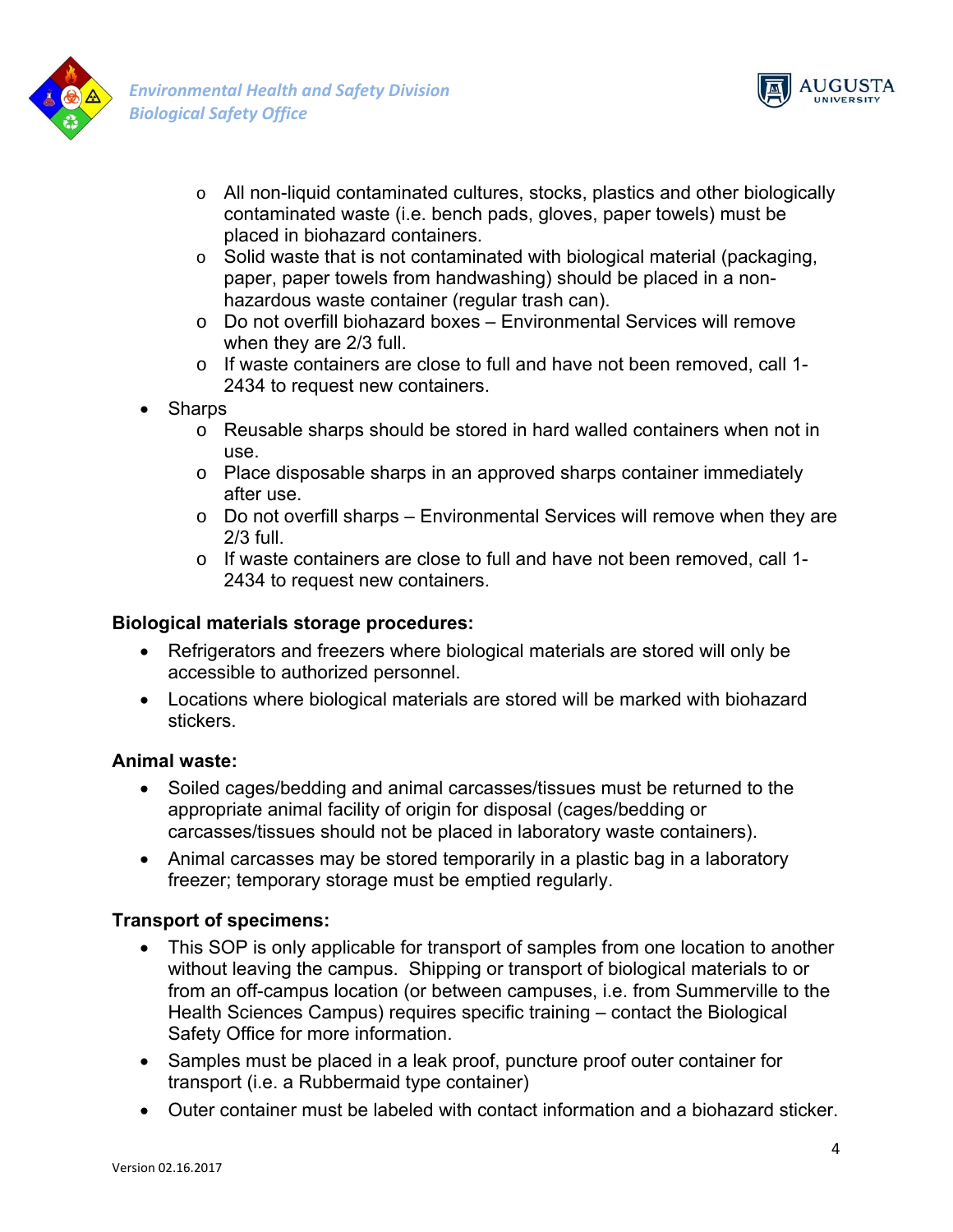- All non-liquid contaminated cultures, stocks, plastics and other biologically contaminated waste (i.e. bench pads, gloves, paper towels) must be placed in biohazard containers.
  - Solid waste that is not contaminated with biological material (packaging, paper, paper towels from handwashing) should be placed in a non-hazardous waste container (regular trash can).
  - Do not overfill biohazard boxes – Environmental Services will remove when they are 2/3 full.
  - If waste containers are close to full and have not been removed, call 1-2434 to request new containers.
- Sharps
  - Reusable sharps should be stored in hard walled containers when not in use.
  - Place disposable sharps in an approved sharps container immediately after use.
  - Do not overfill sharps – Environmental Services will remove when they are 2/3 full.
  - If waste containers are close to full and have not been removed, call 1-2434 to request new containers.

**Biological materials storage procedures:**

- Refrigerators and freezers where biological materials are stored will only be accessible to authorized personnel.
- Locations where biological materials are stored will be marked with biohazard stickers.

**Animal waste:**

- Soiled cages/bedding and animal carcasses/tissues must be returned to the appropriate animal facility of origin for disposal (cages/bedding or carcasses/tissues should not be placed in laboratory waste containers).
- Animal carcasses may be stored temporarily in a plastic bag in a laboratory freezer; temporary storage must be emptied regularly.

**Transport of specimens:**

- This SOP is only applicable for transport of samples from one location to another without leaving the campus. Shipping or transport of biological materials to or from an off-campus location (or between campuses, i.e. from Summerville to the Health Sciences Campus) requires specific training – contact the Biological Safety Office for more information.
- Samples must be placed in a leak proof, puncture proof outer container for transport (i.e. a Rubbermaid type container)
- Outer container must be labeled with contact information and a biohazard sticker.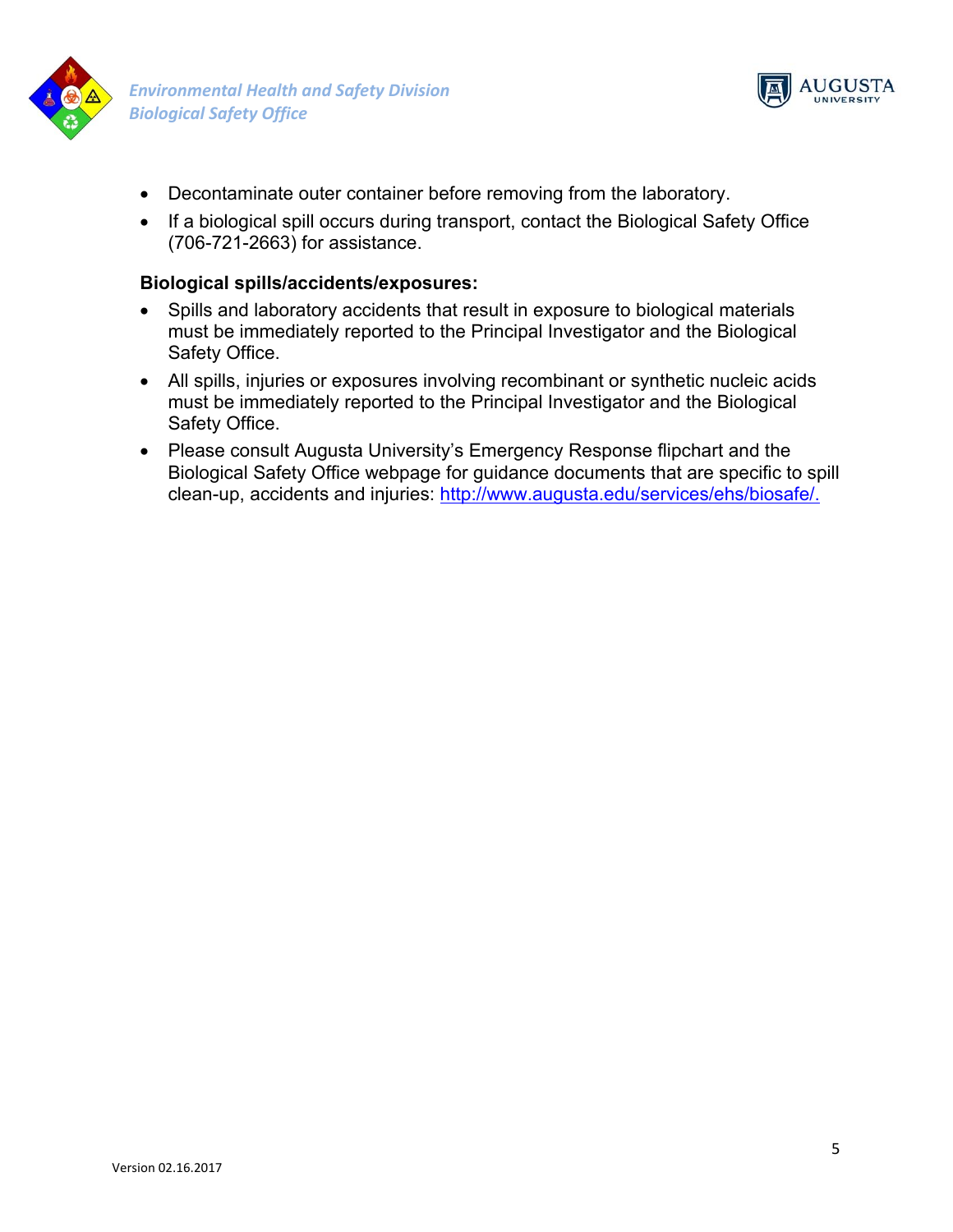- Decontaminate outer container before removing from the laboratory.
- If a biological spill occurs during transport, contact the Biological Safety Office (706-721-2663) for assistance.

**Biological spills/accidents/exposures:**

- Spills and laboratory accidents that result in exposure to biological materials must be immediately reported to the Principal Investigator and the Biological Safety Office.
- All spills, injuries or exposures involving recombinant or synthetic nucleic acids must be immediately reported to the Principal Investigator and the Biological Safety Office.
- Please consult Augusta University's Emergency Response flipchart and the Biological Safety Office webpage for guidance documents that are specific to spill clean-up, accidents and injuries: [http://www.augusta.edu/services/ehs/biosafe/.](http://www.augusta.edu/services/ehs/biosafe/)